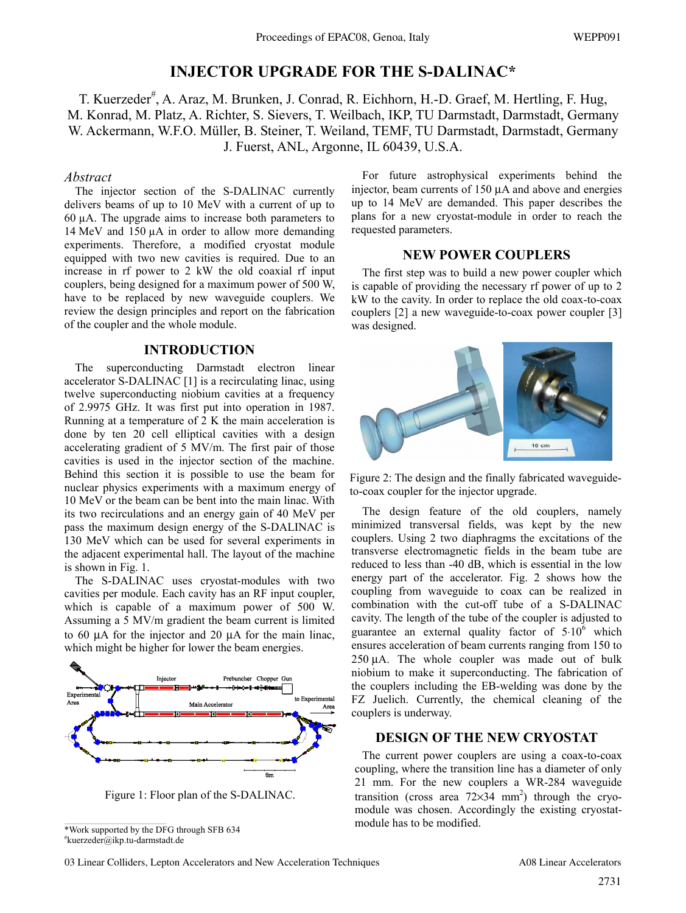# INJECTOR UPGRADE FOR THE S-DALINAC*

T. Kuerzeder#, A. Araz, M. Brunken, J. Conrad, R. Eichhorn, H.-D. Graef, M. Hertling, F. Hug, M. Konrad, M. Platz, A. Richter, S. Sievers, T. Weilbach, IKP, TU Darmstadt, Darmstadt, Germany
W. Ackermann, W.F.O. Müller, B. Steiner, T. Weiland, TEMF, TU Darmstadt, Darmstadt, Germany
J. Fuerst, ANL, Argonne, IL 60439, U.S.A.

*Abstract*

The injector section of the S-DALINAC currently delivers beams of up to 10 MeV with a current of up to 60 µA. The upgrade aims to increase both parameters to 14 MeV and 150 µA in order to allow more demanding experiments. Therefore, a modified cryostat module equipped with two new cavities is required. Due to an increase in rf power to 2 kW the old coaxial rf input couplers, being designed for a maximum power of 500 W, have to be replaced by new waveguide couplers. We review the design principles and report on the fabrication of the coupler and the whole module.

## INTRODUCTION

The superconducting Darmstadt electron linear accelerator S-DALINAC [1] is a recirculating linac, using twelve superconducting niobium cavities at a frequency of 2.9975 GHz. It was first put into operation in 1987. Running at a temperature of 2 K the main acceleration is done by ten 20 cell elliptical cavities with a design accelerating gradient of 5 MV/m. The first pair of those cavities is used in the injector section of the machine. Behind this section it is possible to use the beam for nuclear physics experiments with a maximum energy of 10 MeV or the beam can be bent into the main linac. With its two recirculations and an energy gain of 40 MeV per pass the maximum design energy of the S-DALINAC is 130 MeV which can be used for several experiments in the adjacent experimental hall. The layout of the machine is shown in Fig. 1.

The S-DALINAC uses cryostat-modules with two cavities per module. Each cavity has an RF input coupler, which is capable of a maximum power of 500 W. Assuming a 5 MV/m gradient the beam current is limited to 60 µA for the injector and 20 µA for the main linac, which might be higher for lower the beam energies.

Figure 1: Floor plan of the S-DALINAC.

For future astrophysical experiments behind the injector, beam currents of 150 µA and above and energies up to 14 MeV are demanded. This paper describes the plans for a new cryostat-module in order to reach the requested parameters.

## NEW POWER COUPLERS

The first step was to build a new power coupler which is capable of providing the necessary rf power of up to 2 kW to the cavity. In order to replace the old coax-to-coax couplers [2] a new waveguide-to-coax power coupler [3] was designed.

Figure 2: The design and the finally fabricated waveguide-to-coax coupler for the injector upgrade.

The design feature of the old couplers, namely minimized transversal fields, was kept by the new couplers. Using 2 two diaphragms the excitations of the transverse electromagnetic fields in the beam tube are reduced to less than -40 dB, which is essential in the low energy part of the accelerator. Fig. 2 shows how the coupling from waveguide to coax can be realized in combination with the cut-off tube of a S-DALINAC cavity. The length of the tube of the coupler is adjusted to guarantee an external quality factor of $5 \cdot 10^6$ which ensures acceleration of beam currents ranging from 150 to 250 µA. The whole coupler was made out of bulk niobium to make it superconducting. The fabrication of the couplers including the EB-welding was done by the FZ Juelich. Currently, the chemical cleaning of the couplers is underway.

## DESIGN OF THE NEW CRYOSTAT

The current power couplers are using a coax-to-coax coupling, where the transition line has a diameter of only 21 mm. For the new couplers a WR-284 waveguide transition (cross area $72 \times 34$ mm$^2$) through the cryo-module was chosen. Accordingly the existing cryostat-module has to be modified.

*Work supported by the DFG through SFB 634
#kuerzeder@ikp.tu-darmstadt.de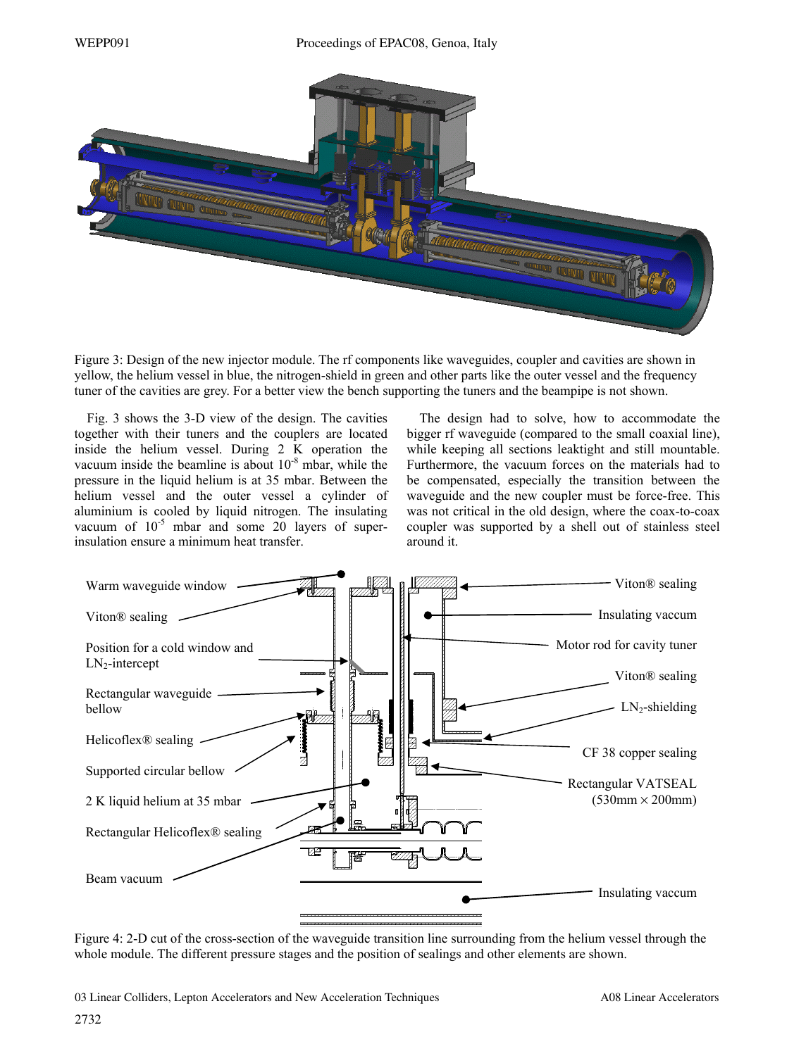Figure 3: Design of the new injector module. The rf components like waveguides, coupler and cavities are shown in yellow, the helium vessel in blue, the nitrogen-shield in green and other parts like the outer vessel and the frequency tuner of the cavities are grey. For a better view the bench supporting the tuners and the beampipe is not shown.

Fig. 3 shows the 3-D view of the design. The cavities together with their tuners and the couplers are located inside the helium vessel. During 2 K operation the vacuum inside the beamline is about $10^{-8}$ mbar, while the pressure in the liquid helium is at 35 mbar. Between the helium vessel and the outer vessel a cylinder of aluminium is cooled by liquid nitrogen. The insulating vacuum of $10^{-5}$ mbar and some 20 layers of super-insulation ensure a minimum heat transfer.

The design had to solve, how to accommodate the bigger rf waveguide (compared to the small coaxial line), while keeping all sections leaktight and still mountable. Furthermore, the vacuum forces on the materials had to be compensated, especially the transition between the waveguide and the new coupler must be force-free. This was not critical in the old design, where the coax-to-coax coupler was supported by a shell out of stainless steel around it.

Warm waveguide window

Viton® sealing

Position for a cold window and $LN_2$-intercept

Rectangular waveguide bellow

Helicoflex® sealing

Supported circular bellow

2 K liquid helium at 35 mbar

Rectangular Helicoflex® sealing

Beam vacuum

Viton® sealing

Insulating vaccum

Motor rod for cavity tuner

Viton® sealing

$LN_2$-shielding

CF 38 copper sealing

Rectangular VATSEAL (530mm × 200mm)

Insulating vaccum

Figure 4: 2-D cut of the cross-section of the waveguide transition line surrounding from the helium vessel through the whole module. The different pressure stages and the position of sealings and other elements are shown.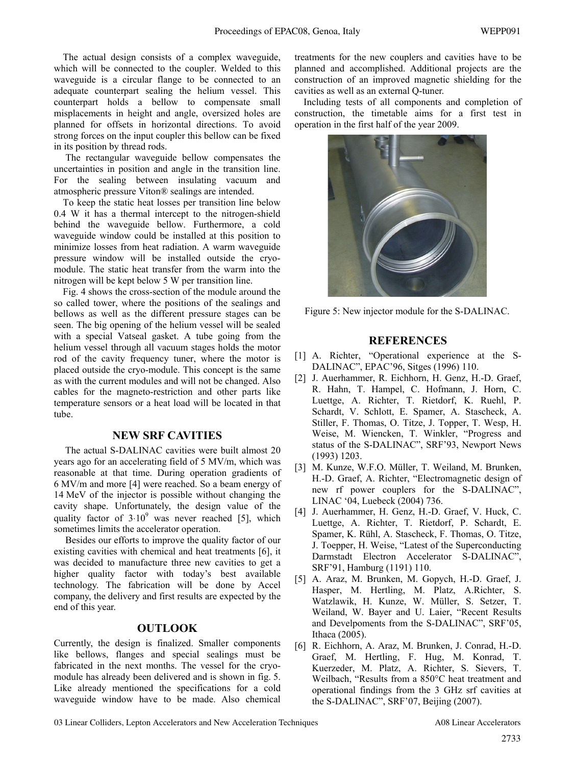The actual design consists of a complex waveguide, which will be connected to the coupler. Welded to this waveguide is a circular flange to be connected to an adequate counterpart sealing the helium vessel. This counterpart holds a bellow to compensate small misplacements in height and angle, oversized holes are planned for offsets in horizontal directions. To avoid strong forces on the input coupler this bellow can be fixed in its position by thread rods.

The rectangular waveguide bellow compensates the uncertainties in position and angle in the transition line. For the sealing between insulating vacuum and atmospheric pressure Viton® sealings are intended.

To keep the static heat losses per transition line below 0.4 W it has a thermal intercept to the nitrogen-shield behind the waveguide bellow. Furthermore, a cold waveguide window could be installed at this position to minimize losses from heat radiation. A warm waveguide pressure window will be installed outside the cryo-module. The static heat transfer from the warm into the nitrogen will be kept below 5 W per transition line.

Fig. 4 shows the cross-section of the module around the so called tower, where the positions of the sealings and bellows as well as the different pressure stages can be seen. The big opening of the helium vessel will be sealed with a special Vatseal gasket. A tube going from the helium vessel through all vacuum stages holds the motor rod of the cavity frequency tuner, where the motor is placed outside the cryo-module. This concept is the same as with the current modules and will not be changed. Also cables for the magneto-restriction and other parts like temperature sensors or a heat load will be located in that tube.

## NEW SRF CAVITIES

The actual S-DALINAC cavities were built almost 20 years ago for an accelerating field of 5 MV/m, which was reasonable at that time. During operation gradients of 6 MV/m and more [4] were reached. So a beam energy of 14 MeV of the injector is possible without changing the cavity shape. Unfortunately, the design value of the quality factor of $3{\cdot}10^9$ was never reached [5], which sometimes limits the accelerator operation.

Besides our efforts to improve the quality factor of our existing cavities with chemical and heat treatments [6], it was decided to manufacture three new cavities to get a higher quality factor with today's best available technology. The fabrication will be done by Accel company, the delivery and first results are expected by the end of this year.

## OUTLOOK

Currently, the design is finalized. Smaller components like bellows, flanges and special sealings must be fabricated in the next months. The vessel for the cryo-module has already been delivered and is shown in fig. 5. Like already mentioned the specifications for a cold waveguide window have to be made. Also chemical treatments for the new couplers and cavities have to be planned and accomplished. Additional projects are the construction of an improved magnetic shielding for the cavities as well as an external Q-tuner.

Including tests of all components and completion of construction, the timetable aims for a first test in operation in the first half of the year 2009.

Figure 5: New injector module for the S-DALINAC.

## REFERENCES

[1] A. Richter, "Operational experience at the S-DALINAC", EPAC'96, Sitges (1996) 110.

[2] J. Auerhammer, R. Eichhorn, H. Genz, H.-D. Graef, R. Hahn, T. Hampel, C. Hofmann, J. Horn, C. Luettge, A. Richter, T. Rietdorf, K. Ruehl, P. Schardt, V. Schlott, E. Spamer, A. Stascheck, A. Stiller, F. Thomas, O. Titze, J. Topper, T. Wesp, H. Weise, M. Wiencken, T. Winkler, "Progress and status of the S-DALINAC", SRF'93, Newport News (1993) 1203.

[3] M. Kunze, W.F.O. Müller, T. Weiland, M. Brunken, H.-D. Graef, A. Richter, "Electromagnetic design of new rf power couplers for the S-DALINAC", LINAC '04, Luebeck (2004) 736.

[4] J. Auerhammer, H. Genz, H.-D. Graef, V. Huck, C. Luettge, A. Richter, T. Rietdorf, P. Schardt, E. Spamer, K. Rühl, A. Stascheck, F. Thomas, O. Titze, J. Toepper, H. Weise, "Latest of the Superconducting Darmstadt Electron Accelerator S-DALINAC", SRF'91, Hamburg (1191) 110.

[5] A. Araz, M. Brunken, M. Gopych, H.-D. Graef, J. Hasper, M. Hertling, M. Platz, A.Richter, S. Watzlawik, H. Kunze, W. Müller, S. Setzer, T. Weiland, W. Bayer and U. Laier, "Recent Results and Develpoments from the S-DALINAC", SRF'05, Ithaca (2005).

[6] R. Eichhorn, A. Araz, M. Brunken, J. Conrad, H.-D. Graef, M. Hertling, F. Hug, M. Konrad, T. Kuerzeder, M. Platz, A. Richter, S. Sievers, T. Weilbach, "Results from a 850°C heat treatment and operational findings from the 3 GHz srf cavities at the S-DALINAC", SRF'07, Beijing (2007).